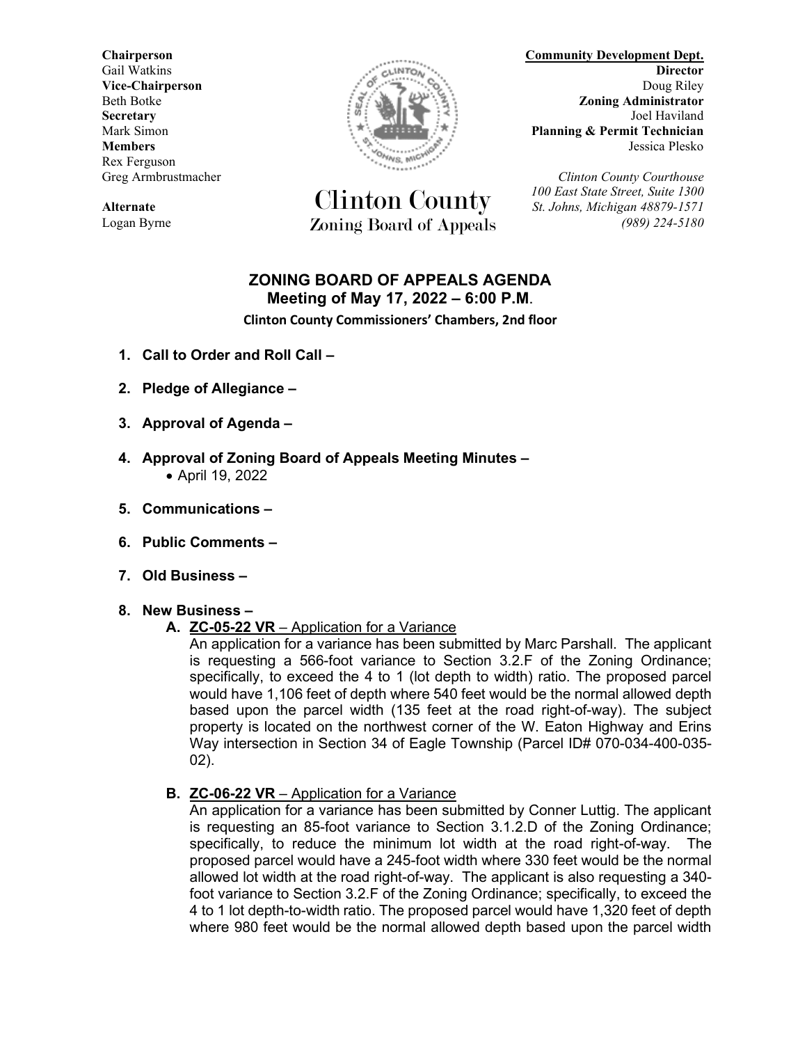**Chairperson**
Gail Watkins
**Vice-Chairperson**
Beth Botke
**Secretary**
Mark Simon
**Members**
Rex Ferguson
Greg Armbrustmacher

**Alternate**
Logan Byrne

# Clinton County
## Zoning Board of Appeals

**Community Development Dept.**
**Director**
Doug Riley
**Zoning Administrator**
Joel Haviland
**Planning & Permit Technician**
Jessica Plesko

*Clinton County Courthouse*
*100 East State Street, Suite 1300*
*St. Johns, Michigan 48879-1571*
*(989) 224-5180*

## ZONING BOARD OF APPEALS AGENDA
### Meeting of May 17, 2022 – 6:00 P.M.
**Clinton County Commissioners' Chambers, 2nd floor**

1. **Call to Order and Roll Call –**
2. **Pledge of Allegiance –**
3. **Approval of Agenda –**
4. **Approval of Zoning Board of Appeals Meeting Minutes –**
   - April 19, 2022
5. **Communications –**
6. **Public Comments –**
7. **Old Business –**
8. **New Business –**
   - **A. ZC-05-22 VR** – Application for a Variance
     An application for a variance has been submitted by Marc Parshall. The applicant is requesting a 566-foot variance to Section 3.2.F of the Zoning Ordinance; specifically, to exceed the 4 to 1 (lot depth to width) ratio. The proposed parcel would have 1,106 feet of depth where 540 feet would be the normal allowed depth based upon the parcel width (135 feet at the road right-of-way). The subject property is located on the northwest corner of the W. Eaton Highway and Erins Way intersection in Section 34 of Eagle Township (Parcel ID# 070-034-400-035-02).
   - **B. ZC-06-22 VR** – Application for a Variance
     An application for a variance has been submitted by Conner Luttig. The applicant is requesting an 85-foot variance to Section 3.1.2.D of the Zoning Ordinance; specifically, to reduce the minimum lot width at the road right-of-way. The proposed parcel would have a 245-foot width where 330 feet would be the normal allowed lot width at the road right-of-way. The applicant is also requesting a 340-foot variance to Section 3.2.F of the Zoning Ordinance; specifically, to exceed the 4 to 1 lot depth-to-width ratio. The proposed parcel would have 1,320 feet of depth where 980 feet would be the normal allowed depth based upon the parcel width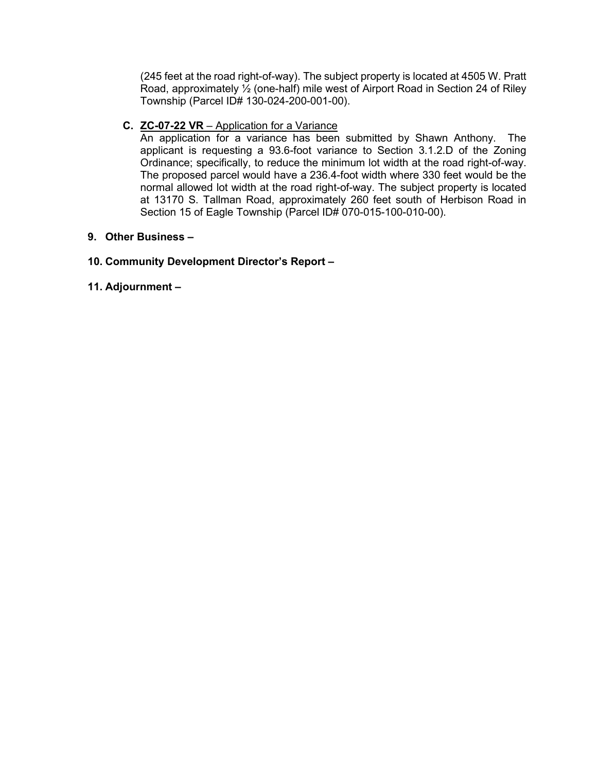(245 feet at the road right-of-way). The subject property is located at 4505 W. Pratt Road, approximately ½ (one-half) mile west of Airport Road in Section 24 of Riley Township (Parcel ID# 130-024-200-001-00).

**C. <u>ZC-07-22 VR</u>** – <u>Application for a Variance</u>

An application for a variance has been submitted by Shawn Anthony. The applicant is requesting a 93.6-foot variance to Section 3.1.2.D of the Zoning Ordinance; specifically, to reduce the minimum lot width at the road right-of-way. The proposed parcel would have a 236.4-foot width where 330 feet would be the normal allowed lot width at the road right-of-way. The subject property is located at 13170 S. Tallman Road, approximately 260 feet south of Herbison Road in Section 15 of Eagle Township (Parcel ID# 070-015-100-010-00).

**9. Other Business –**

**10. Community Development Director's Report –**

**11. Adjournment –**